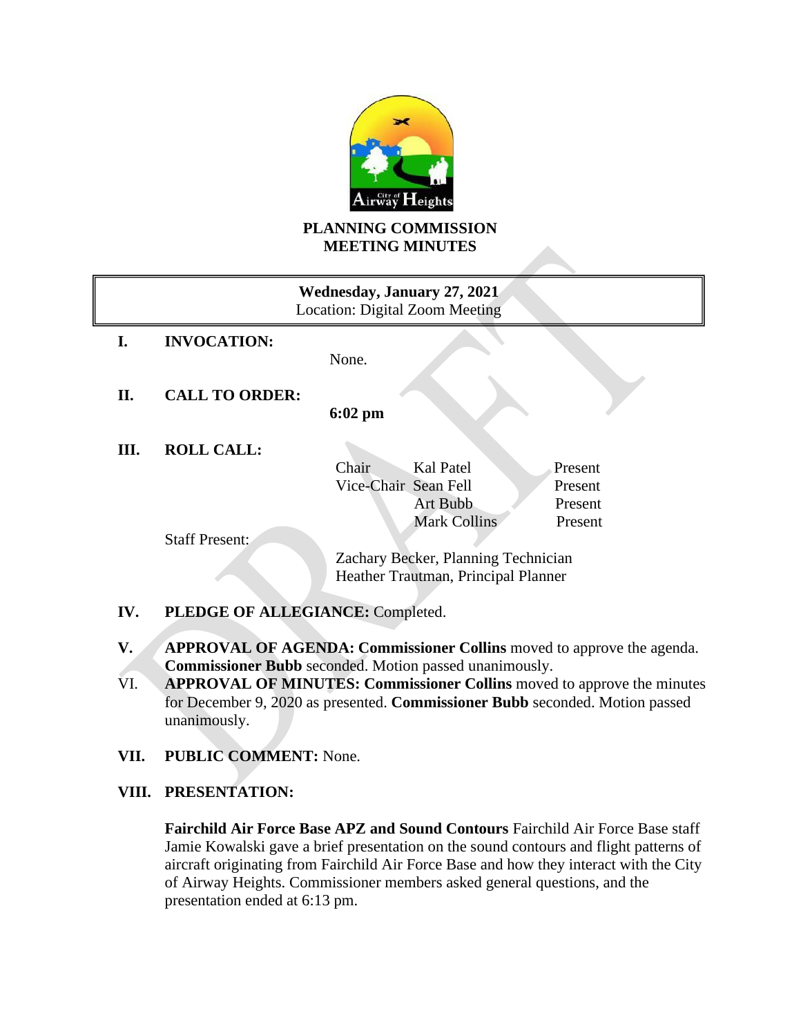# PLANNING COMMISSION MEETING MINUTES

**Wednesday, January 27, 2021**
Location: Digital Zoom Meeting

**I. INVOCATION:** None.

**II. CALL TO ORDER:** **6:02 pm**

**III. ROLL CALL:**

| | | |
|---|---|---|
| Chair | Kal Patel | Present |
| Vice-Chair | Sean Fell | Present |
| | Art Bubb | Present |
| | Mark Collins | Present |

Staff Present:

Zachary Becker, Planning Technician
Heather Trautman, Principal Planner

**IV. PLEDGE OF ALLEGIANCE:** Completed.

**V. APPROVAL OF AGENDA: Commissioner Collins** moved to approve the agenda. **Commissioner Bubb** seconded. Motion passed unanimously.

VI. **APPROVAL OF MINUTES: Commissioner Collins** moved to approve the minutes for December 9, 2020 as presented. **Commissioner Bubb** seconded. Motion passed unanimously.

**VII. PUBLIC COMMENT:** None.

**VIII. PRESENTATION:**

**Fairchild Air Force Base APZ and Sound Contours** Fairchild Air Force Base staff Jamie Kowalski gave a brief presentation on the sound contours and flight patterns of aircraft originating from Fairchild Air Force Base and how they interact with the City of Airway Heights. Commissioner members asked general questions, and the presentation ended at 6:13 pm.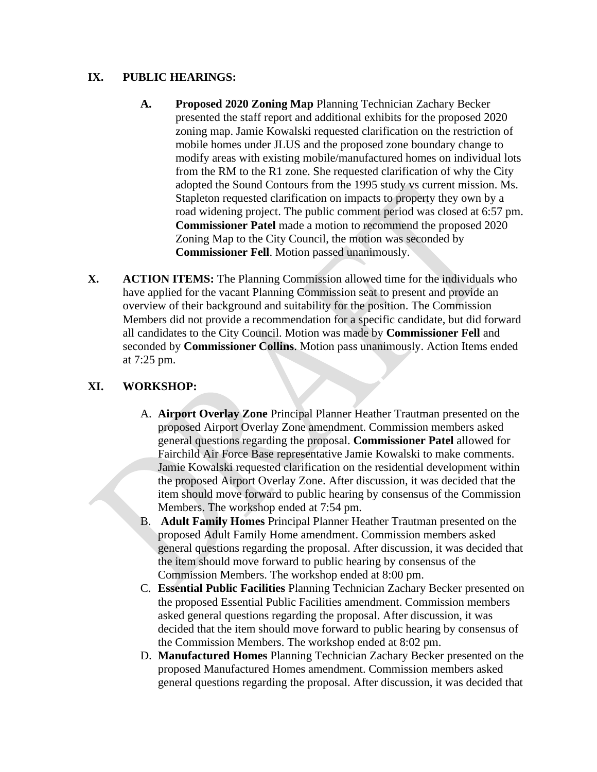## IX. PUBLIC HEARINGS:

**A. Proposed 2020 Zoning Map** Planning Technician Zachary Becker presented the staff report and additional exhibits for the proposed 2020 zoning map. Jamie Kowalski requested clarification on the restriction of mobile homes under JLUS and the proposed zone boundary change to modify areas with existing mobile/manufactured homes on individual lots from the RM to the R1 zone. She requested clarification of why the City adopted the Sound Contours from the 1995 study vs current mission. Ms. Stapleton requested clarification on impacts to property they own by a road widening project. The public comment period was closed at 6:57 pm. **Commissioner Patel** made a motion to recommend the proposed 2020 Zoning Map to the City Council, the motion was seconded by **Commissioner Fell**. Motion passed unanimously.

## X. ACTION ITEMS:

The Planning Commission allowed time for the individuals who have applied for the vacant Planning Commission seat to present and provide an overview of their background and suitability for the position. The Commission Members did not provide a recommendation for a specific candidate, but did forward all candidates to the City Council. Motion was made by **Commissioner Fell** and seconded by **Commissioner Collins**. Motion pass unanimously. Action Items ended at 7:25 pm.

## XI. WORKSHOP:

A. **Airport Overlay Zone** Principal Planner Heather Trautman presented on the proposed Airport Overlay Zone amendment. Commission members asked general questions regarding the proposal. **Commissioner Patel** allowed for Fairchild Air Force Base representative Jamie Kowalski to make comments. Jamie Kowalski requested clarification on the residential development within the proposed Airport Overlay Zone. After discussion, it was decided that the item should move forward to public hearing by consensus of the Commission Members. The workshop ended at 7:54 pm.

B. **Adult Family Homes** Principal Planner Heather Trautman presented on the proposed Adult Family Home amendment. Commission members asked general questions regarding the proposal. After discussion, it was decided that the item should move forward to public hearing by consensus of the Commission Members. The workshop ended at 8:00 pm.

C. **Essential Public Facilities** Planning Technician Zachary Becker presented on the proposed Essential Public Facilities amendment. Commission members asked general questions regarding the proposal. After discussion, it was decided that the item should move forward to public hearing by consensus of the Commission Members. The workshop ended at 8:02 pm.

D. **Manufactured Homes** Planning Technician Zachary Becker presented on the proposed Manufactured Homes amendment. Commission members asked general questions regarding the proposal. After discussion, it was decided that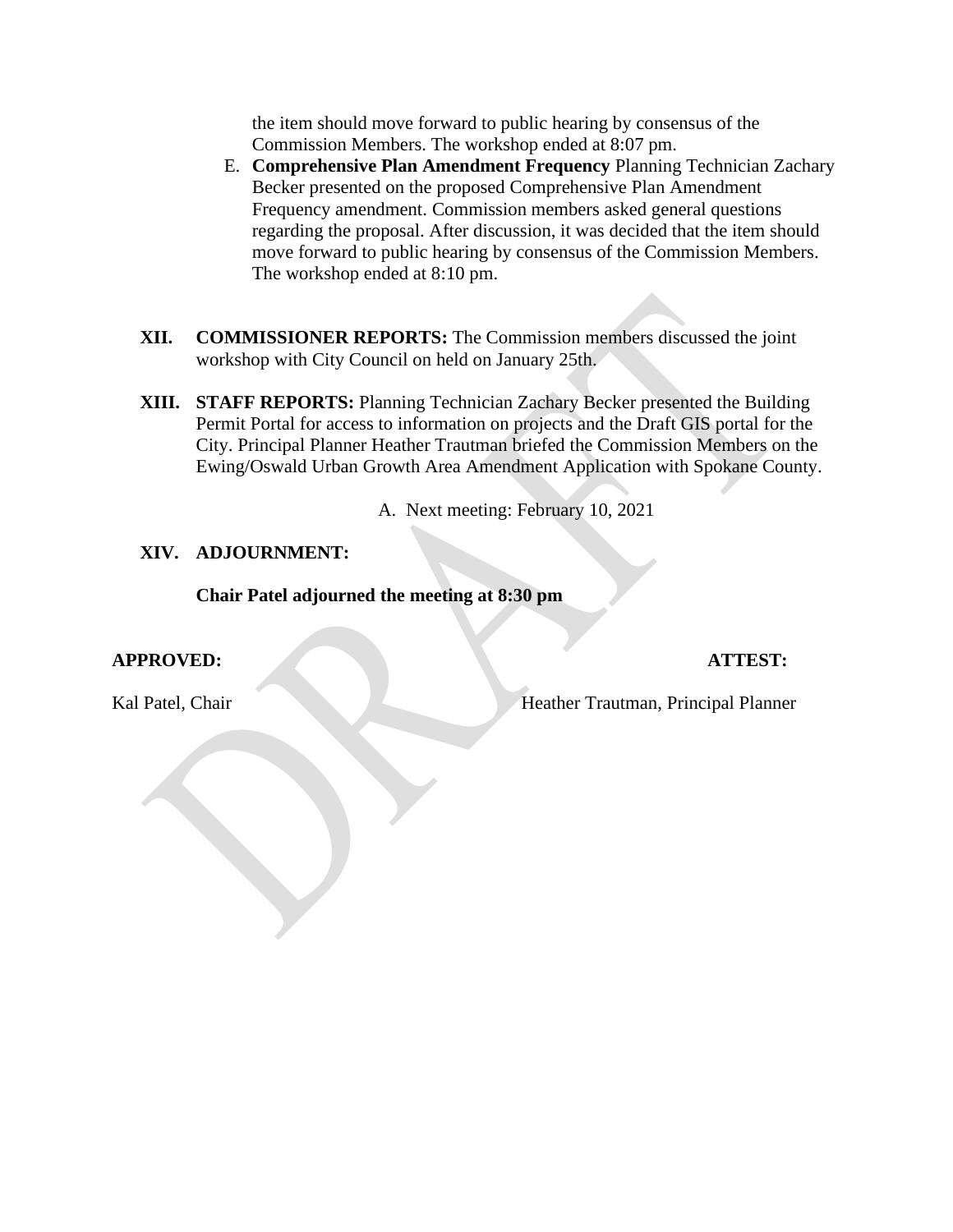the item should move forward to public hearing by consensus of the Commission Members. The workshop ended at 8:07 pm.

E. **Comprehensive Plan Amendment Frequency** Planning Technician Zachary Becker presented on the proposed Comprehensive Plan Amendment Frequency amendment. Commission members asked general questions regarding the proposal. After discussion, it was decided that the item should move forward to public hearing by consensus of the Commission Members. The workshop ended at 8:10 pm.

**XII. COMMISSIONER REPORTS:** The Commission members discussed the joint workshop with City Council on held on January 25th.

**XIII. STAFF REPORTS:** Planning Technician Zachary Becker presented the Building Permit Portal for access to information on projects and the Draft GIS portal for the City. Principal Planner Heather Trautman briefed the Commission Members on the Ewing/Oswald Urban Growth Area Amendment Application with Spokane County.

A. Next meeting: February 10, 2021

**XIV. ADJOURNMENT:**

**Chair Patel adjourned the meeting at 8:30 pm**

**APPROVED:** **ATTEST:**

Kal Patel, Chair Heather Trautman, Principal Planner

DRAFT